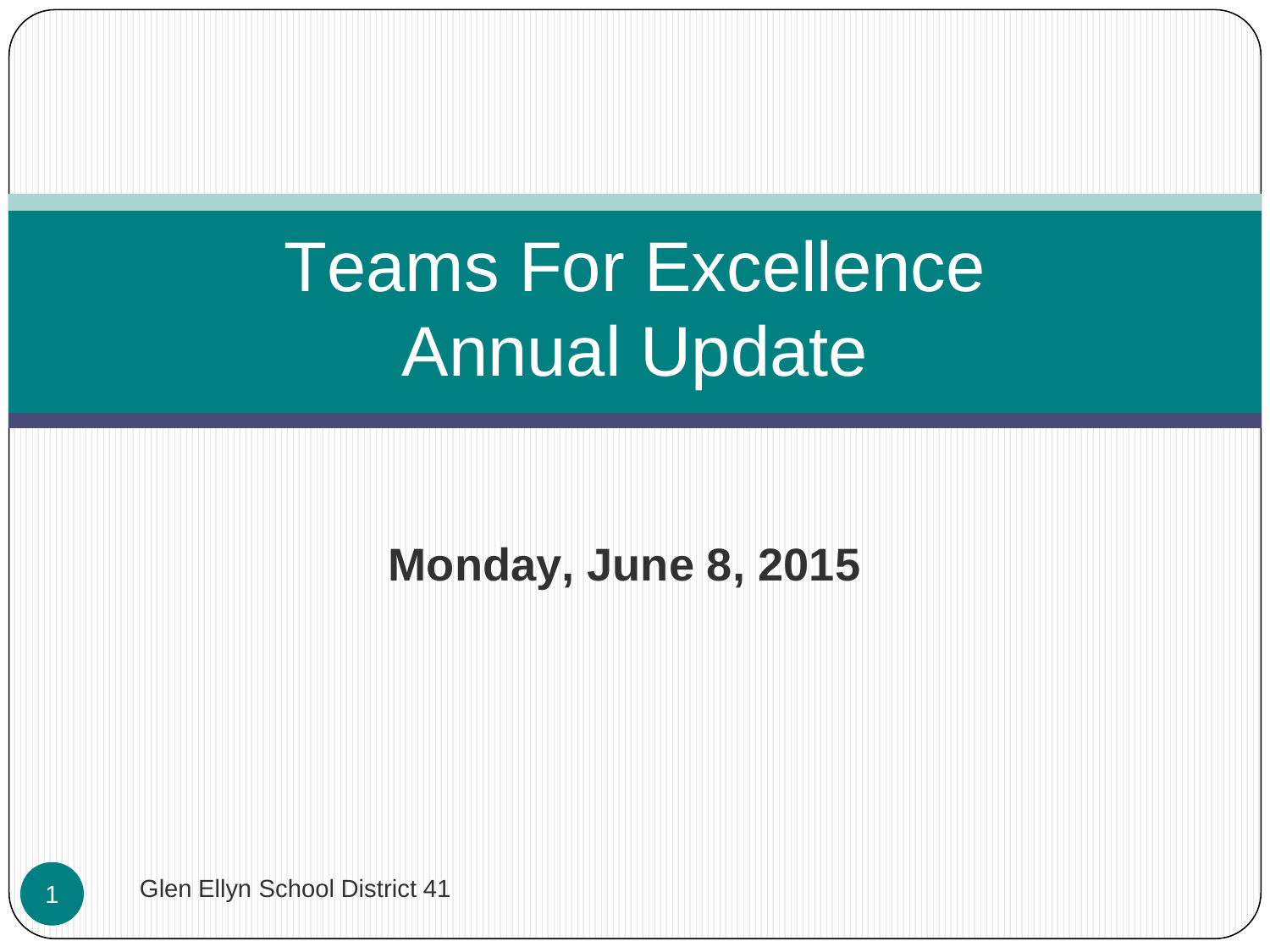# Teams For Excellence Annual Update

**Monday, June 8, 2015**

Glen Ellyn School District 41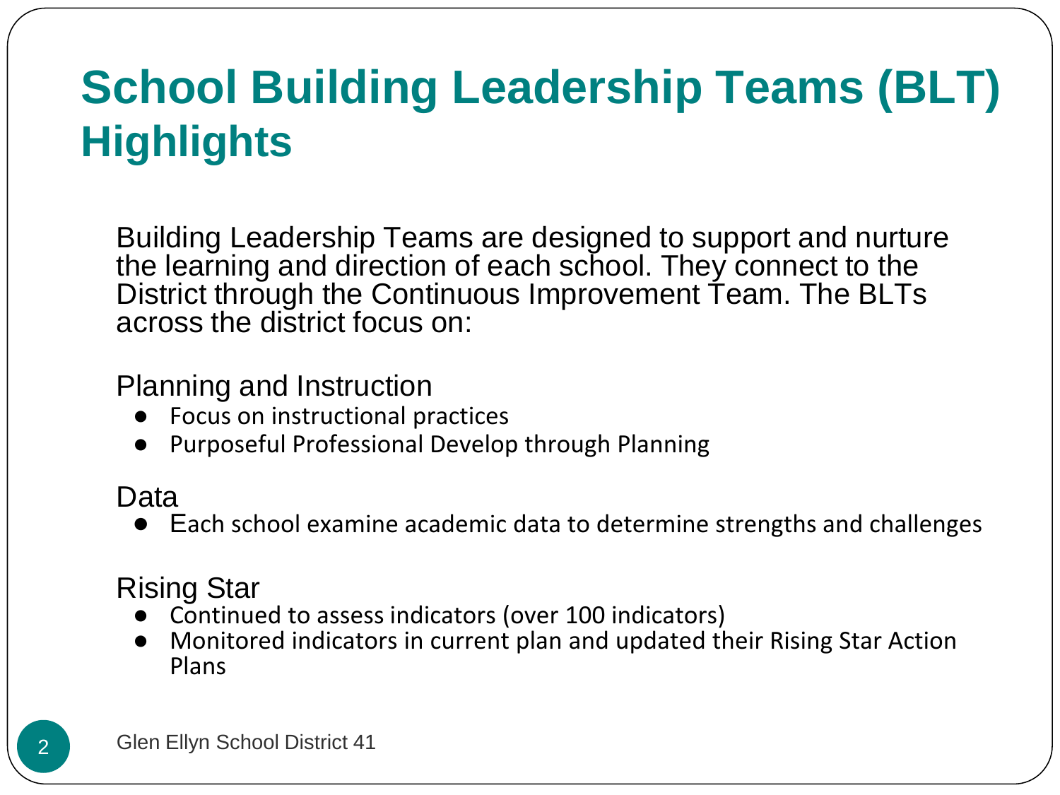# School Building Leadership Teams (BLT) Highlights

Building Leadership Teams are designed to support and nurture the learning and direction of each school. They connect to the District through the Continuous Improvement Team. The BLTs across the district focus on:

Planning and Instruction

- Focus on instructional practices
- Purposeful Professional Develop through Planning

Data

- Each school examine academic data to determine strengths and challenges

Rising Star

- Continued to assess indicators (over 100 indicators)
- Monitored indicators in current plan and updated their Rising Star Action Plans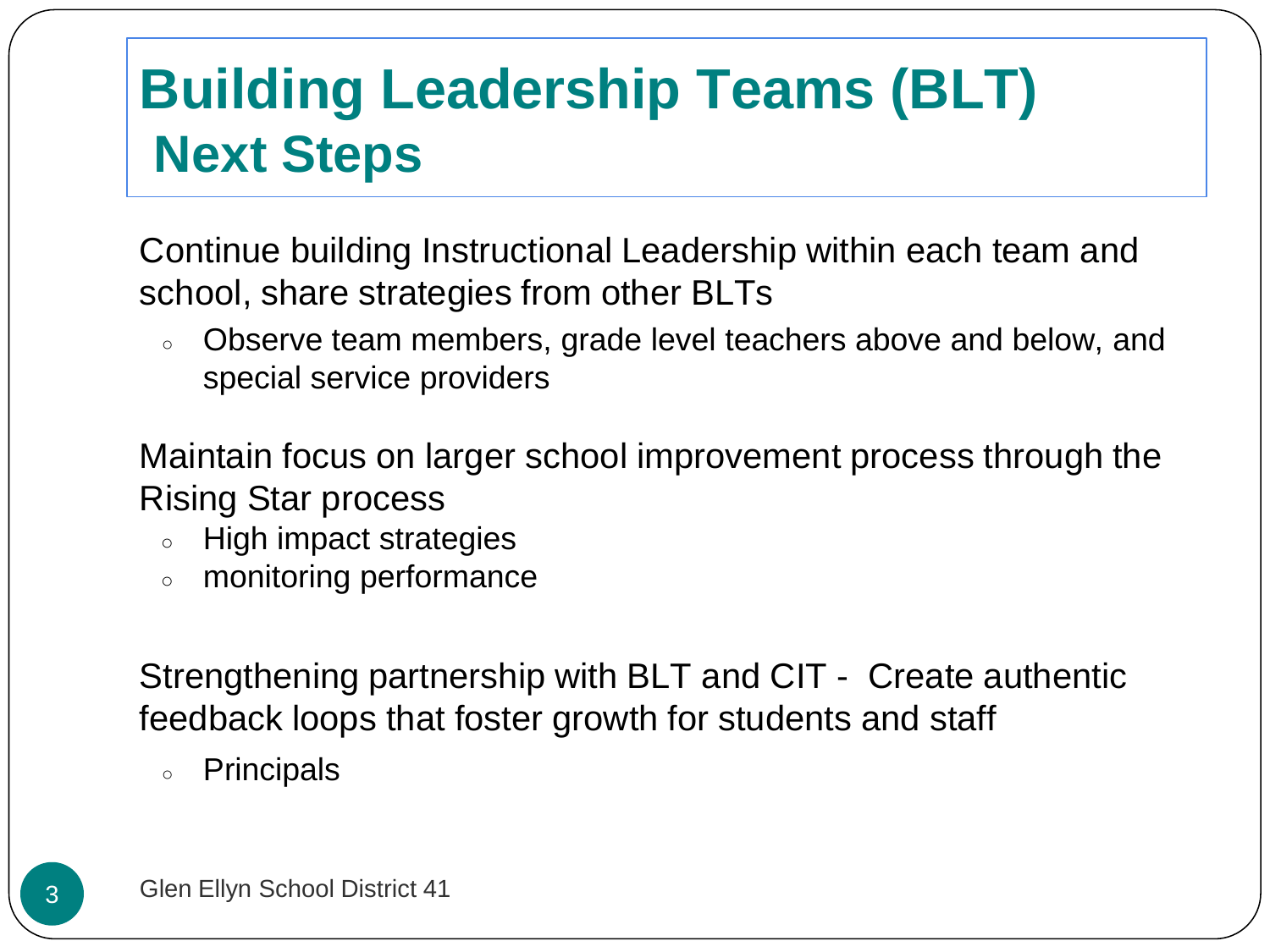# Building Leadership Teams (BLT)
## Next Steps

Continue building Instructional Leadership within each team and school, share strategies from other BLTs

- Observe team members, grade level teachers above and below, and special service providers

Maintain focus on larger school improvement process through the Rising Star process

- High impact strategies
- monitoring performance

Strengthening partnership with BLT and CIT - Create authentic feedback loops that foster growth for students and staff

- Principals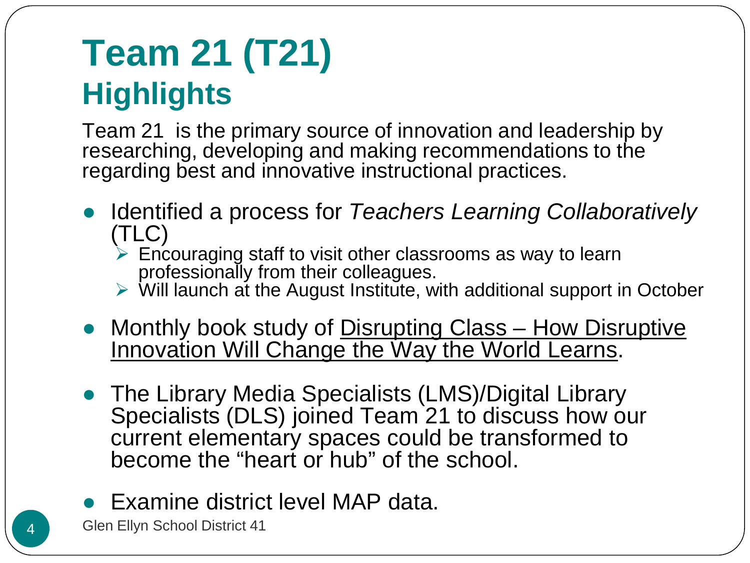# Team 21 (T21)
## Highlights

Team 21 is the primary source of innovation and leadership by researching, developing and making recommendations to the regarding best and innovative instructional practices.

- Identified a process for *Teachers Learning Collaboratively* (TLC)
  - Encouraging staff to visit other classrooms as way to learn professionally from their colleagues.
  - Will launch at the August Institute, with additional support in October
- Monthly book study of <u>Disrupting Class – How Disruptive Innovation Will Change the Way the World Learns</u>.
- The Library Media Specialists (LMS)/Digital Library Specialists (DLS) joined Team 21 to discuss how our current elementary spaces could be transformed to become the "heart or hub" of the school.
- Examine district level MAP data.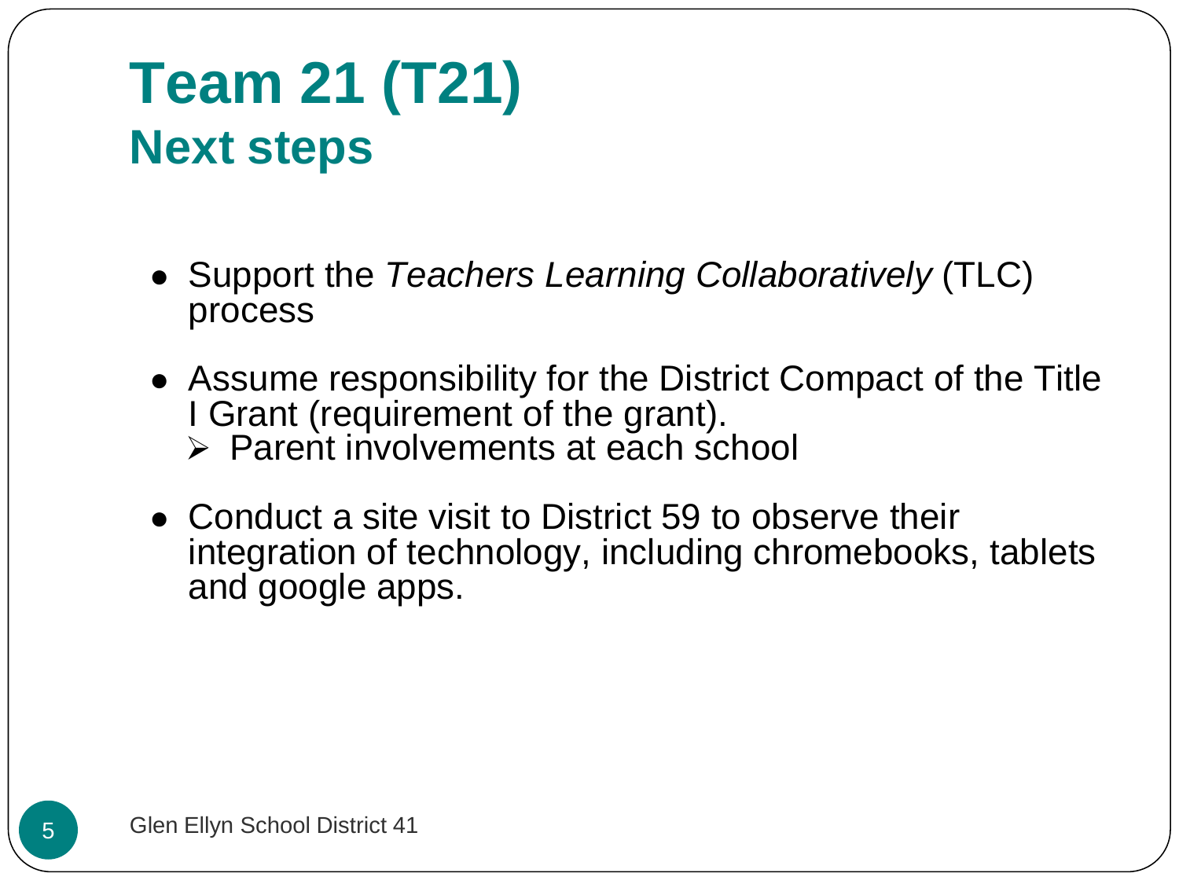# Team 21 (T21)
## Next steps

- Support the *Teachers Learning Collaboratively* (TLC) process
- Assume responsibility for the District Compact of the Title I Grant (requirement of the grant).
  - Parent involvements at each school
- Conduct a site visit to District 59 to observe their integration of technology, including chromebooks, tablets and google apps.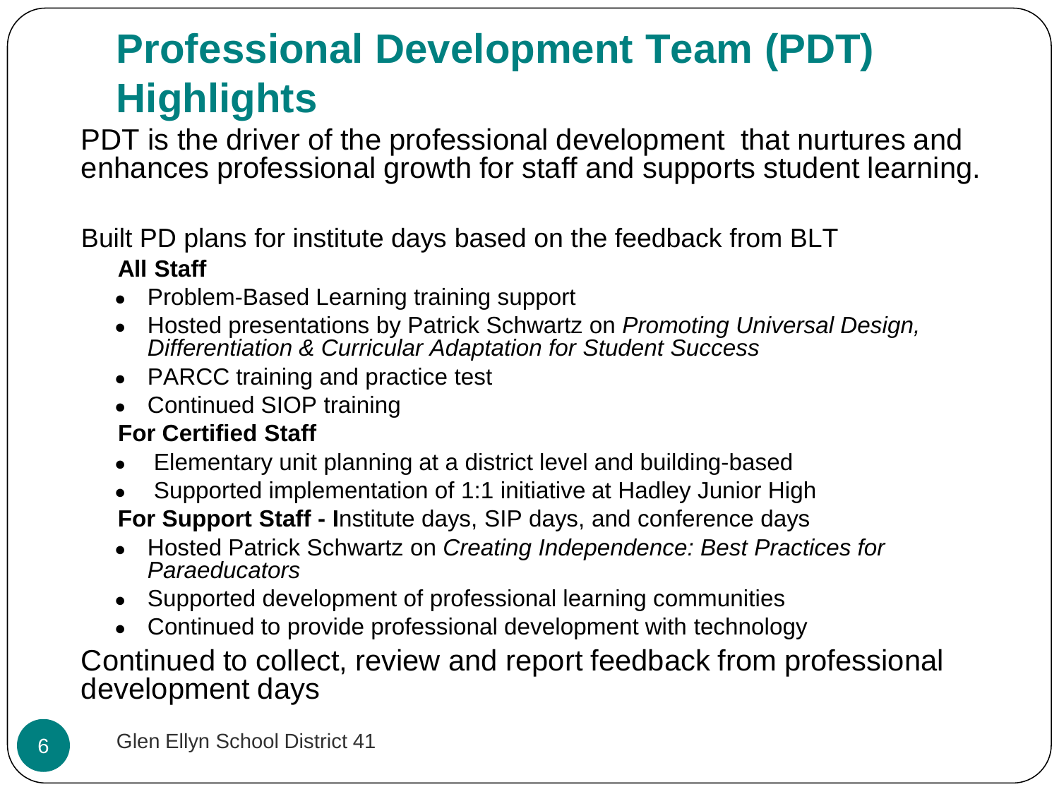# Professional Development Team (PDT) Highlights

PDT is the driver of the professional development that nurtures and enhances professional growth for staff and supports student learning.

Built PD plans for institute days based on the feedback from BLT

**All Staff**

- Problem-Based Learning training support
- Hosted presentations by Patrick Schwartz on *Promoting Universal Design, Differentiation & Curricular Adaptation for Student Success*
- PARCC training and practice test
- Continued SIOP training

**For Certified Staff**

- Elementary unit planning at a district level and building-based
- Supported implementation of 1:1 initiative at Hadley Junior High

**For Support Staff - I**nstitute days, SIP days, and conference days

- Hosted Patrick Schwartz on *Creating Independence: Best Practices for Paraeducators*
- Supported development of professional learning communities
- Continued to provide professional development with technology

Continued to collect, review and report feedback from professional development days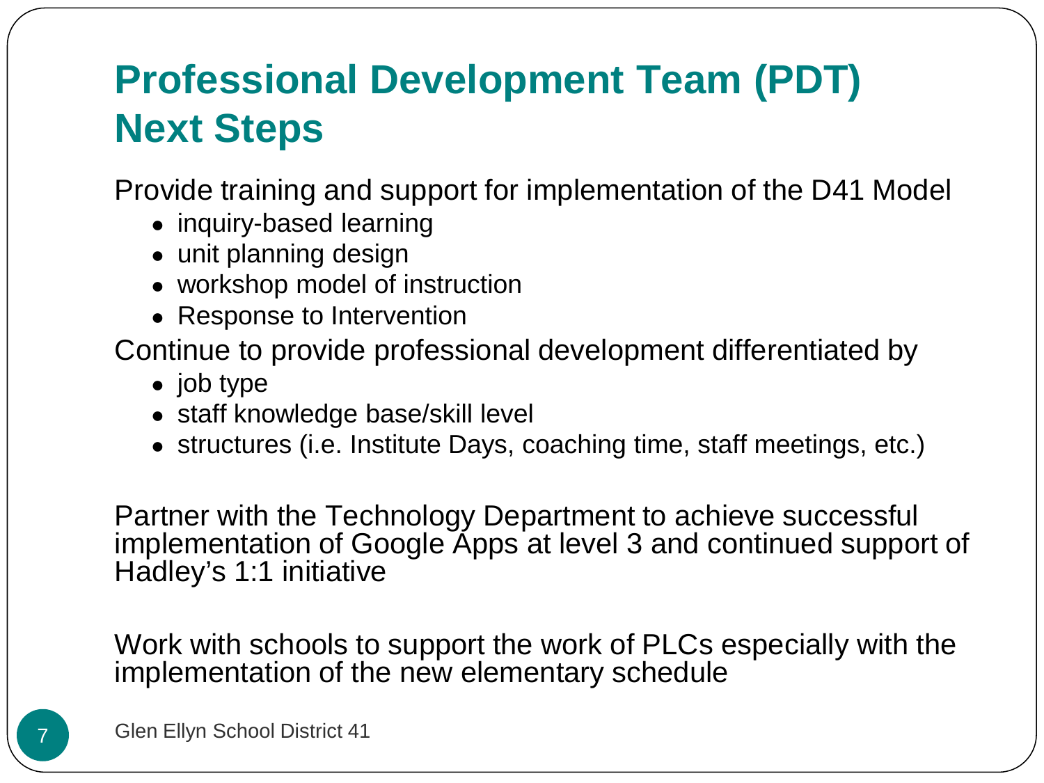# Professional Development Team (PDT) Next Steps

Provide training and support for implementation of the D41 Model

- inquiry-based learning
- unit planning design
- workshop model of instruction
- Response to Intervention

Continue to provide professional development differentiated by

- job type
- staff knowledge base/skill level
- structures (i.e. Institute Days, coaching time, staff meetings, etc.)

Partner with the Technology Department to achieve successful implementation of Google Apps at level 3 and continued support of Hadley's 1:1 initiative

Work with schools to support the work of PLCs especially with the implementation of the new elementary schedule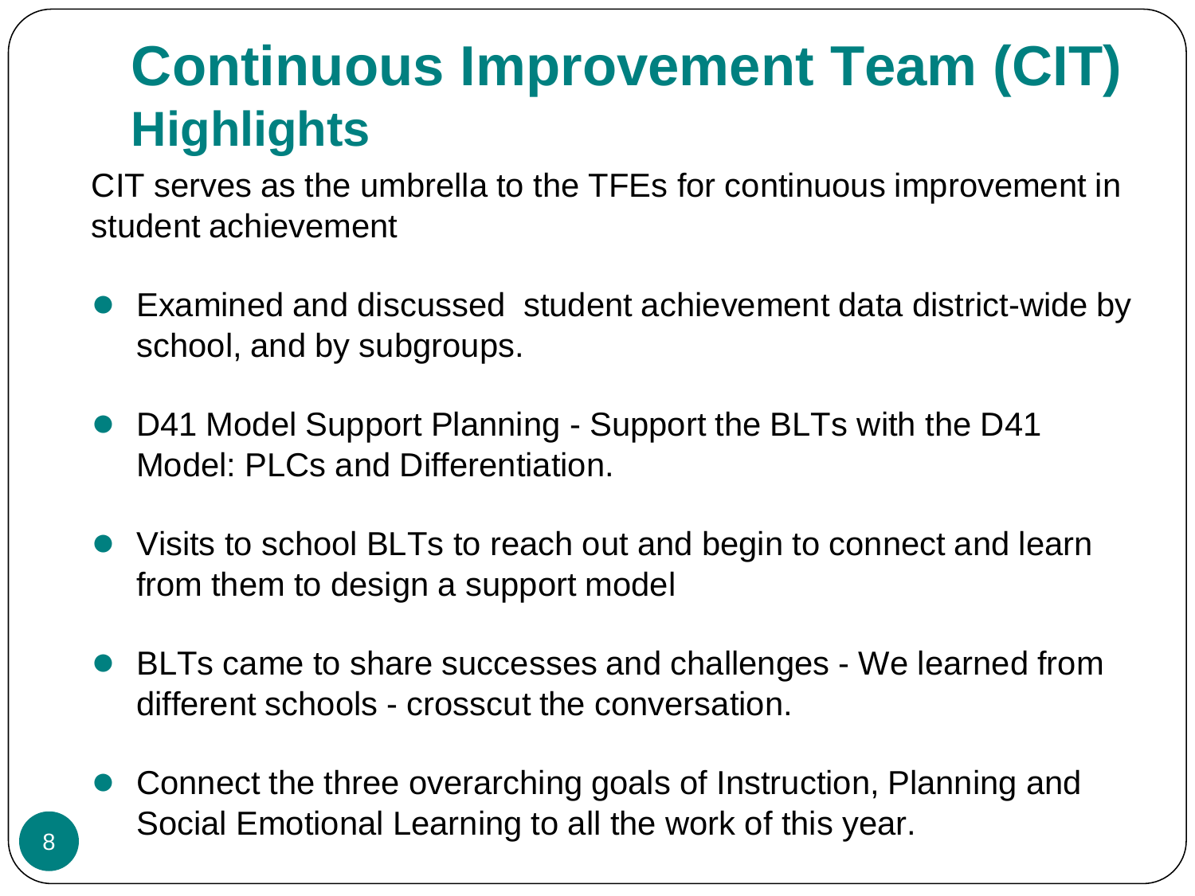# Continuous Improvement Team (CIT) Highlights

CIT serves as the umbrella to the TFEs for continuous improvement in student achievement

- Examined and discussed student achievement data district-wide by school, and by subgroups.
- D41 Model Support Planning - Support the BLTs with the D41 Model: PLCs and Differentiation.
- Visits to school BLTs to reach out and begin to connect and learn from them to design a support model
- BLTs came to share successes and challenges - We learned from different schools - crosscut the conversation.
- Connect the three overarching goals of Instruction, Planning and Social Emotional Learning to all the work of this year.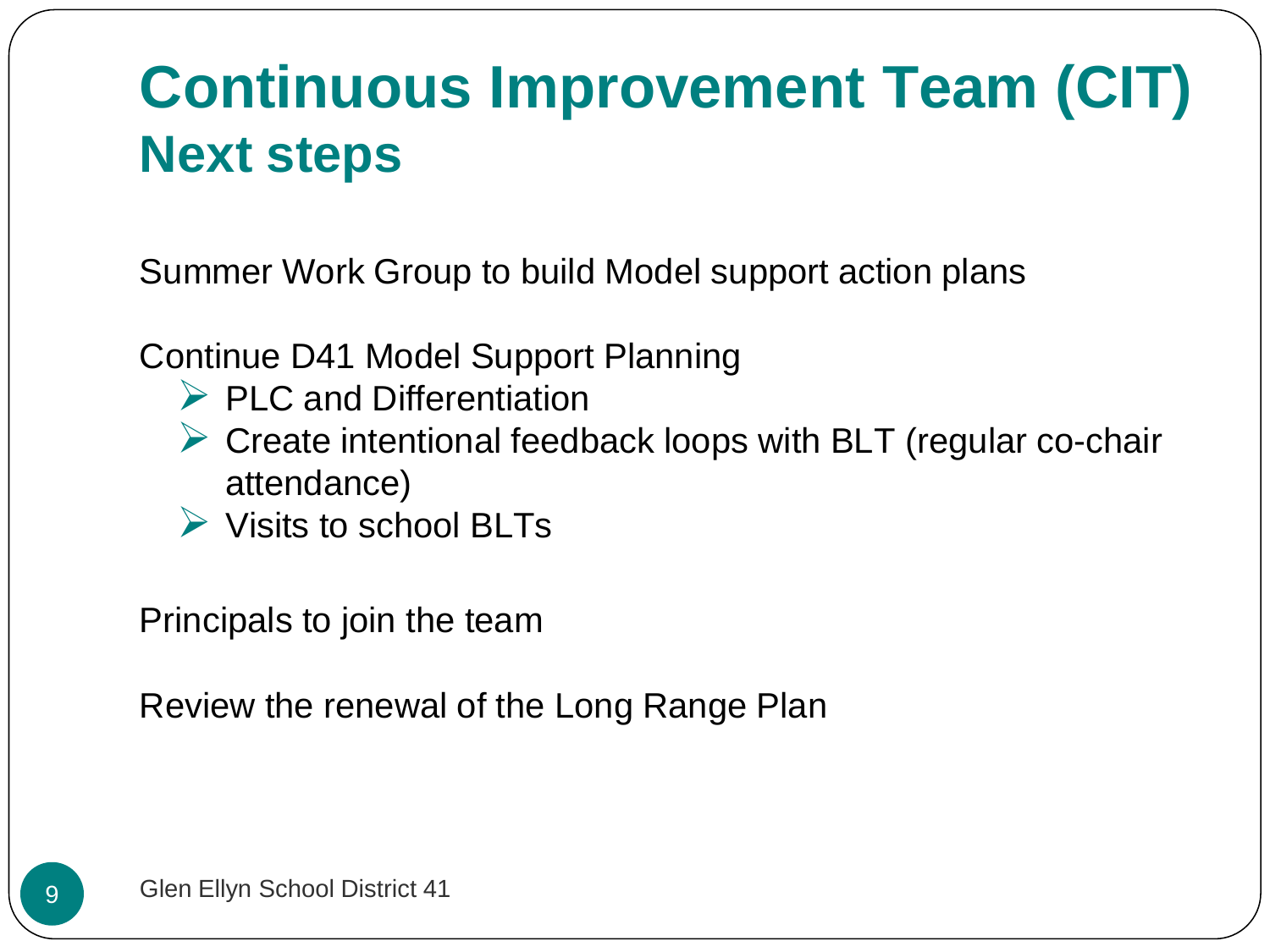# Continuous Improvement Team (CIT)
## Next steps

Summer Work Group to build Model support action plans

Continue D41 Model Support Planning

- PLC and Differentiation
- Create intentional feedback loops with BLT (regular co-chair attendance)
- Visits to school BLTs

Principals to join the team

Review the renewal of the Long Range Plan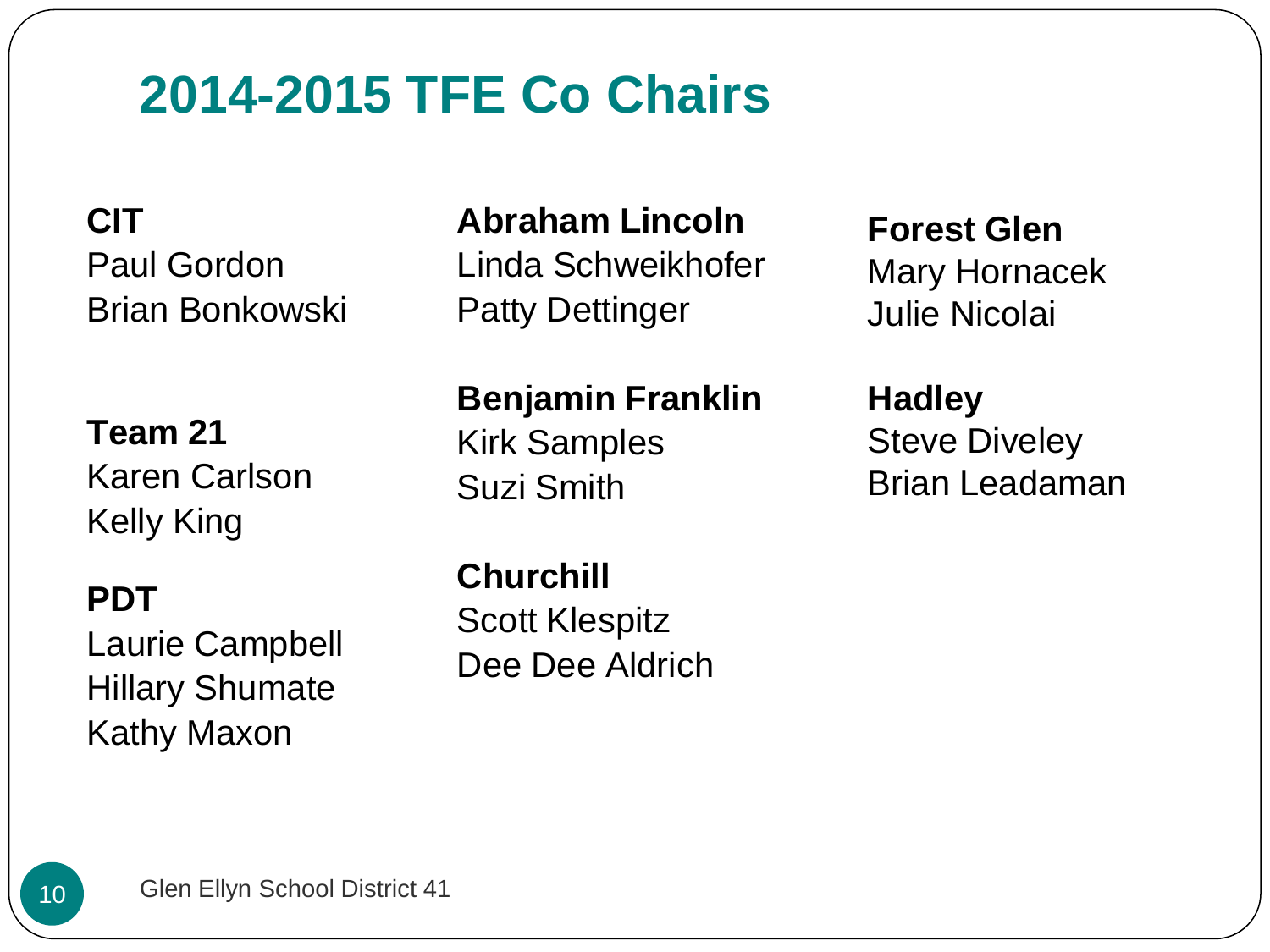# 2014-2015 TFE Co Chairs

**CIT**
Paul Gordon
Brian Bonkowski

**Team 21**
Karen Carlson
Kelly King

**PDT**
Laurie Campbell
Hillary Shumate
Kathy Maxon

**Abraham Lincoln**
Linda Schweikhofer
Patty Dettinger

**Benjamin Franklin**
Kirk Samples
Suzi Smith

**Churchill**
Scott Klespitz
Dee Dee Aldrich

**Forest Glen**
Mary Hornacek
Julie Nicolai

**Hadley**
Steve Diveley
Brian Leadaman